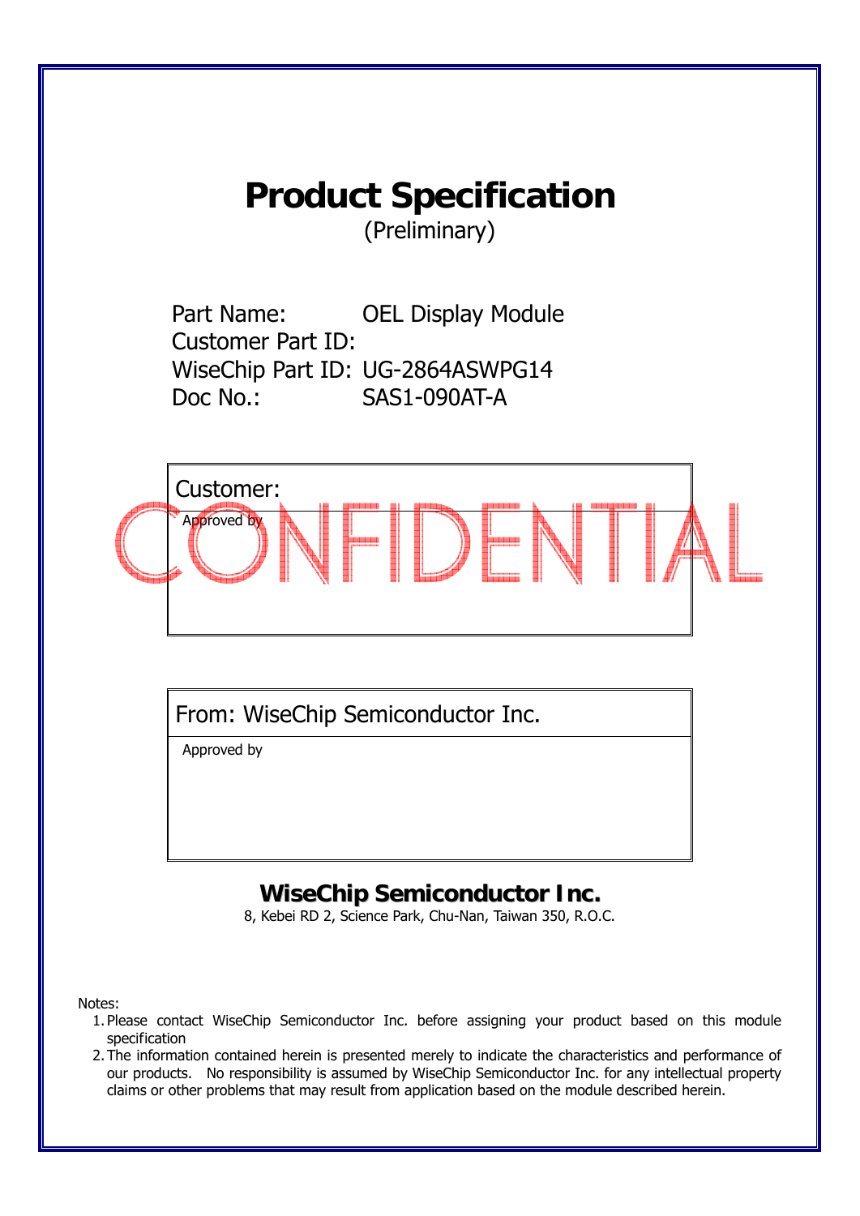# Product Specification

(Preliminary)

Part Name: OEL Display Module
Customer Part ID:
WiseChip Part ID: UG-2864ASWPG14
Doc No.: SAS1-090AT-A

| Customer: |
|---|
| Approved by |

CONFIDENTIAL

| From: WiseChip Semiconductor Inc. |
|---|
| Approved by |

**WiseChip Semiconductor Inc.**

8, Kebei RD 2, Science Park, Chu-Nan, Taiwan 350, R.O.C.

Notes:

1. Please contact WiseChip Semiconductor Inc. before assigning your product based on this module specification
2. The information contained herein is presented merely to indicate the characteristics and performance of our products. No responsibility is assumed by WiseChip Semiconductor Inc. for any intellectual property claims or other problems that may result from application based on the module described herein.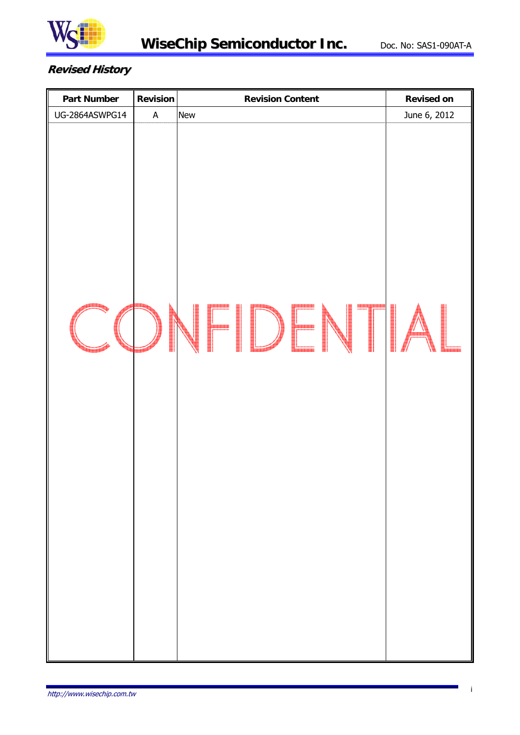## Revised History

| Part Number | Revision | Revision Content | Revised on |
|---|---|---|---|
| UG-2864ASWPG14 | A | New | June 6, 2012 |

CONFIDENTIAL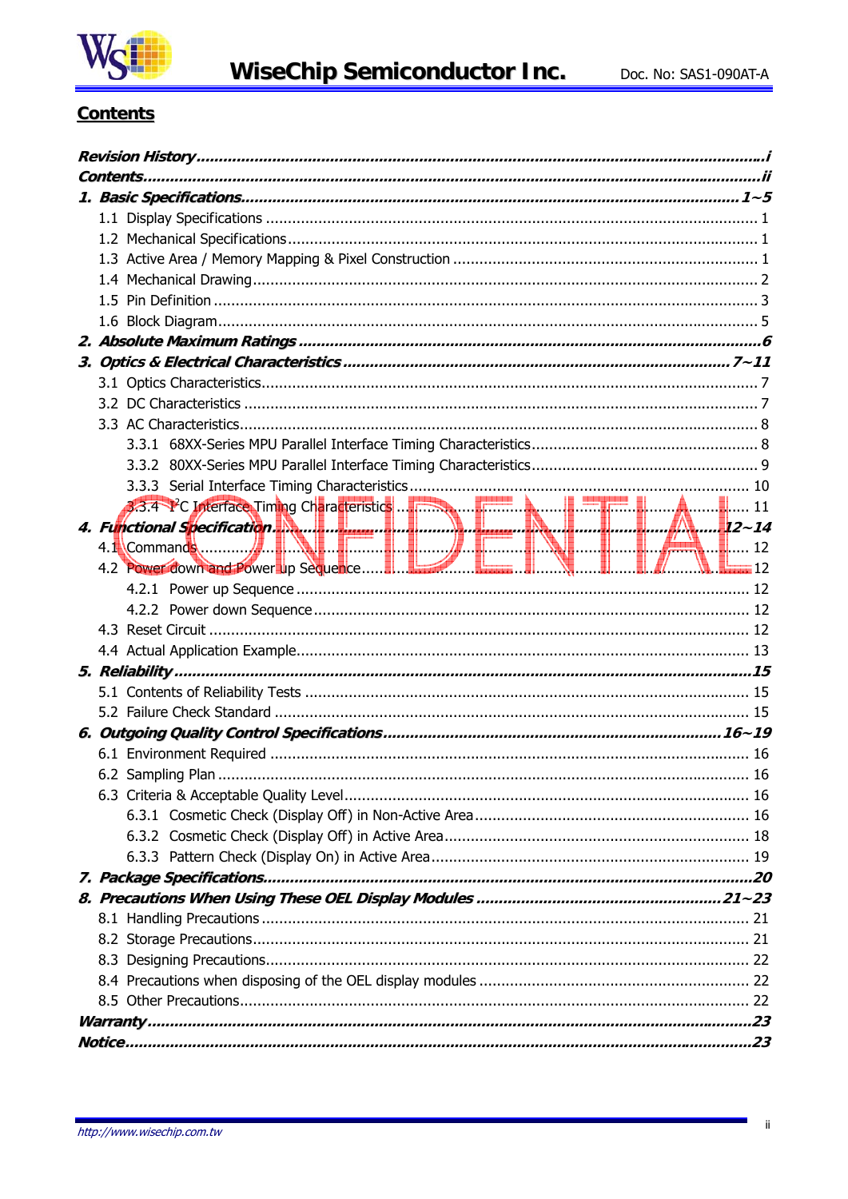## Contents

**Revision History** ........................................................ i
**Contents** ........................................................ ii
**1. Basic Specifications** ........................................................ 1~5
- 1.1 Display Specifications ........................................................ 1
- 1.2 Mechanical Specifications ........................................................ 1
- 1.3 Active Area / Memory Mapping & Pixel Construction ........................................................ 1
- 1.4 Mechanical Drawing ........................................................ 2
- 1.5 Pin Definition ........................................................ 3
- 1.6 Block Diagram ........................................................ 5

**2. Absolute Maximum Ratings** ........................................................ 6
**3. Optics & Electrical Characteristics** ........................................................ 7~11
- 3.1 Optics Characteristics ........................................................ 7
- 3.2 DC Characteristics ........................................................ 7
- 3.3 AC Characteristics ........................................................ 8
  - 3.3.1 68XX-Series MPU Parallel Interface Timing Characteristics ........................................................ 8
  - 3.3.2 80XX-Series MPU Parallel Interface Timing Characteristics ........................................................ 9
  - 3.3.3 Serial Interface Timing Characteristics ........................................................ 10
  - 3.3.4 I²C Interface Timing Characteristics ........................................................ 11

**4. Functional Specification** ........................................................ 12~14
- 4.1 Commands ........................................................ 12
- 4.2 Power down and Power up Sequence ........................................................ 12
  - 4.2.1 Power up Sequence ........................................................ 12
  - 4.2.2 Power down Sequence ........................................................ 12
- 4.3 Reset Circuit ........................................................ 12
- 4.4 Actual Application Example ........................................................ 13

**5. Reliability** ........................................................ 15
- 5.1 Contents of Reliability Tests ........................................................ 15
- 5.2 Failure Check Standard ........................................................ 15

**6. Outgoing Quality Control Specifications** ........................................................ 16~19
- 6.1 Environment Required ........................................................ 16
- 6.2 Sampling Plan ........................................................ 16
- 6.3 Criteria & Acceptable Quality Level ........................................................ 16
  - 6.3.1 Cosmetic Check (Display Off) in Non-Active Area ........................................................ 16
  - 6.3.2 Cosmetic Check (Display Off) in Active Area ........................................................ 18
  - 6.3.3 Pattern Check (Display On) in Active Area ........................................................ 19

**7. Package Specifications** ........................................................ 20
**8. Precautions When Using These OEL Display Modules** ........................................................ 21~23
- 8.1 Handling Precautions ........................................................ 21
- 8.2 Storage Precautions ........................................................ 21
- 8.3 Designing Precautions ........................................................ 22
- 8.4 Precautions when disposing of the OEL display modules ........................................................ 22
- 8.5 Other Precautions ........................................................ 22

**Warranty** ........................................................ 23
**Notice** ........................................................ 23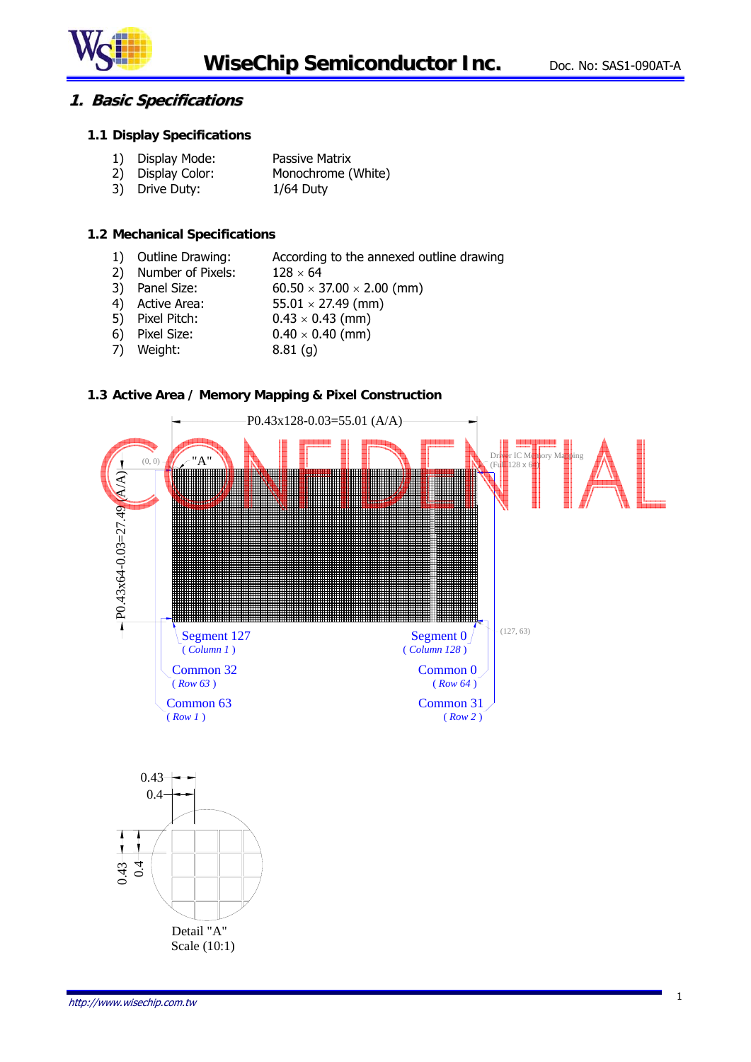# 1. Basic Specifications

## 1.1 Display Specifications

1) Display Mode: Passive Matrix
2) Display Color: Monochrome (White)
3) Drive Duty: 1/64 Duty

## 1.2 Mechanical Specifications

1) Outline Drawing: According to the annexed outline drawing
2) Number of Pixels: 128 × 64
3) Panel Size: 60.50 × 37.00 × 2.00 (mm)
4) Active Area: 55.01 × 27.49 (mm)
5) Pixel Pitch: 0.43 × 0.43 (mm)
6) Pixel Size: 0.40 × 0.40 (mm)
7) Weight: 8.81 (g)

## 1.3 Active Area / Memory Mapping & Pixel Construction

P0.43x128-0.03=55.01 (A/A)

P0.43x64-0.03=27.49 (A/A)

(0, 0) "A"

Driver IC Memory Mapping (Full 128 x 64)

(127, 63)

Segment 127 (Column 1) Segment 0 (Column 128)

Common 32 (Row 63) Common 0 (Row 64)

Common 63 (Row 1) Common 31 (Row 2)

0.43 0.4

0.43 0.4

Detail "A"
Scale (10:1)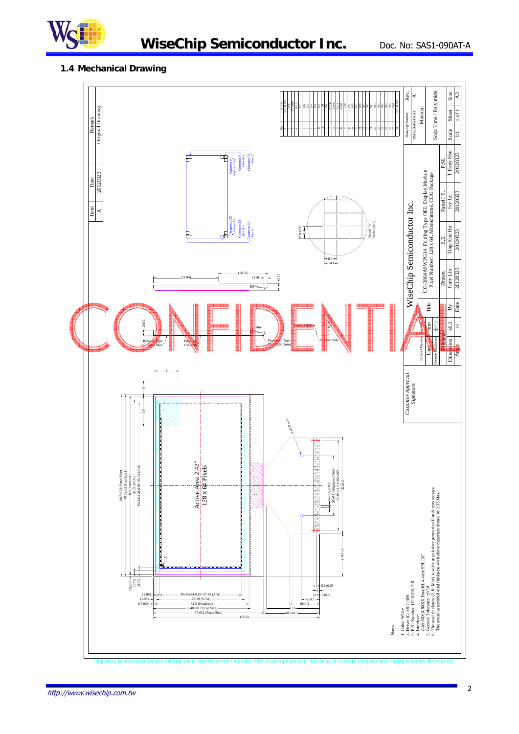## 1.4 Mechanical Drawing

| Pin | Symbol |
|---|---|
| 1 | N.C. (GND) |
| 2 | VCC |
| 3 | VCOMH |
| 4 | IREF |
| 5 | D7 |
| 6 | D6 |
| 7 | D5 |
| 8 | D4 |
| 9 | D3 |
| 10 | D2 |
| 11 | D1 |
| 12 | D0 |
| 13 | E/RD# |
| 14 | R/W# |
| 15 | D/C# |
| 16 | RES# |
| 17 | CS# |
| 18 | BS2 |
| 19 | BS1 |
| 20 | VDD |
| 21 | N.C. |
| 22 | N.C. |
| 23 | N.C. |
| 24 | N.C. |
| 25 | N.C. |
| 26 | N.C. |
| 27 | N.C. |
| 28 | N.C. |
| 29 | N.C. |
| 30 | VSS |
| 31 | N.C. (GND) |

| Item | Date | Remark |
|---|---|---|
| A | 20120323 | Original Drawing |

Active Area 2.42"
128 x 64 Pixels

Notes:
1. Color: White
2. Driver IC: SSD1309
3. FPC Number: UT-0205-P18
4. Interface:
8-bit 68XX/80XX Parallel, 4-wire SPI, I2C
5. General Tolerance: ±0.30
6. The total thickness (2.10 Max) is without polarizer protective film & remove tape.
The actual assembled total thickness with above materials should be 2.35 Max.

WiseChip Semiconductor Inc.

| Title | UG-2864ASWPG14 Folding Type OEL Display Module Pixel Number: 128 x 64, Monochrome, COG Package |
|---|---|

| | Drawn | E.E. | Panel / E. | P.M. |
|---|---|---|---|---|
| By | Gary Lin | Ting-Kuo Hu | Ivy Lo | Tiffany Hsu |
| Date | 20120323 | 20120323 | 20120323 | 20120323 |

| Drawing Number | Rev. |
|---|---|
| DMX2864SDGFAT | A |

| Material |
|---|
| Soda Lime / Polyimide |

| Scale | Sheet | Size |
|---|---|---|
| 1:1 | 1 of 1 | A3 |

Unless Otherwise Specified — Unit: mm; Tolerance: Dimension ±0.3, Angle ±1

Customer Approval Signature

The drawing contained herein is the exclusive property of WiseChip. It is not allowed to copy, reproduce and or disclose in any formats without permission of WiseChip.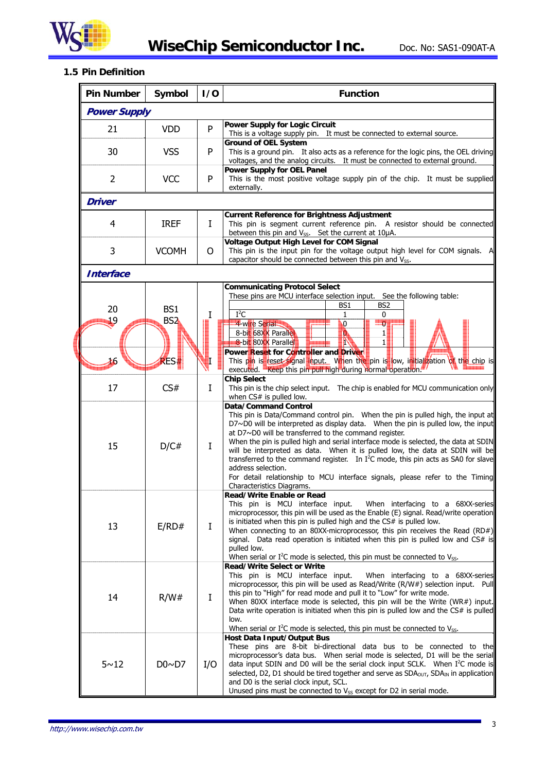## 1.5 Pin Definition

| Pin Number | Symbol | I/O | Function |
|---|---|---|---|
| ***Power Supply*** | | | |
| 21 | VDD | P | **Power Supply for Logic Circuit** This is a voltage supply pin. It must be connected to external source. |
| 30 | VSS | P | **Ground of OEL System** This is a ground pin. It also acts as a reference for the logic pins, the OEL driving voltages, and the analog circuits. It must be connected to external ground. |
| 2 | VCC | P | **Power Supply for OEL Panel** This is the most positive voltage supply pin of the chip. It must be supplied externally. |
| ***Driver*** | | | |
| 4 | IREF | I | **Current Reference for Brightness Adjustment** This pin is segment current reference pin. A resistor should be connected between this pin and $V_{SS}$. Set the current at 10μA. |
| 3 | VCOMH | O | **Voltage Output High Level for COM Signal** This pin is the input pin for the voltage output high level for COM signals. A capacitor should be connected between this pin and $V_{SS}$. |
| ***Interface*** | | | |
| 20<br>19 | BS1<br>BS2 | I | **Communicating Protocol Select** These pins are MCU interface selection input. See the following table:<br>I²C: BS1 = 1, BS2 = 0<br>4-wire Serial: BS1 = 0, BS2 = 0<br>8-bit 68XX Parallel: BS1 = 0, BS2 = 1<br>8-bit 80XX Parallel: BS1 = 1, BS2 = 1 |
| 16 | RES# | I | **Power Reset for Controller and Driver** This pin is reset signal input. When the pin is low, initialization of the chip is executed. Keep this pin pull high during normal operation. |
| 17 | CS# | I | **Chip Select** This pin is the chip select input. The chip is enabled for MCU communication only when CS# is pulled low. |
| 15 | D/C# | I | **Data/Command Control** This pin is Data/Command control pin. When the pin is pulled high, the input at D7~D0 will be interpreted as display data. When the pin is pulled low, the input at D7~D0 will be transferred to the command register.<br>When the pin is pulled high and serial interface mode is selected, the data at SDIN will be interpreted as data. When it is pulled low, the data at SDIN will be transferred to the command register. In I²C mode, this pin acts as SA0 for slave address selection.<br>For detail relationship to MCU interface signals, please refer to the Timing Characteristics Diagrams. |
| 13 | E/RD# | I | **Read/Write Enable or Read** This pin is MCU interface input. When interfacing to a 68XX-series microprocessor, this pin will be used as the Enable (E) signal. Read/write operation is initiated when this pin is pulled high and the CS# is pulled low.<br>When connecting to an 80XX-microprocessor, this pin receives the Read (RD#) signal. Data read operation is initiated when this pin is pulled low and CS# is pulled low.<br>When serial or I²C mode is selected, this pin must be connected to $V_{SS}$. |
| 14 | R/W# | I | **Read/Write Select or Write** This pin is MCU interface input. When interfacing to a 68XX-series microprocessor, this pin will be used as Read/Write (R/W#) selection input. Pull this pin to "High" for read mode and pull it to "Low" for write mode.<br>When 80XX interface mode is selected, this pin will be the Write (WR#) input. Data write operation is initiated when this pin is pulled low and the CS# is pulled low.<br>When serial or I²C mode is selected, this pin must be connected to $V_{SS}$. |
| 5~12 | D0~D7 | I/O | **Host Data Input/Output Bus** These pins are 8-bit bi-directional data bus to be connected to the microprocessor's data bus. When serial mode is selected, D1 will be the serial data input SDIN and D0 will be the serial clock input SCLK. When I²C mode is selected, D2, D1 should be tired together and serve as $SDA_{OUT}$, $SDA_{IN}$ in application and D0 is the serial clock input, SCL.<br>Unused pins must be connected to $V_{SS}$ except for D2 in serial mode. |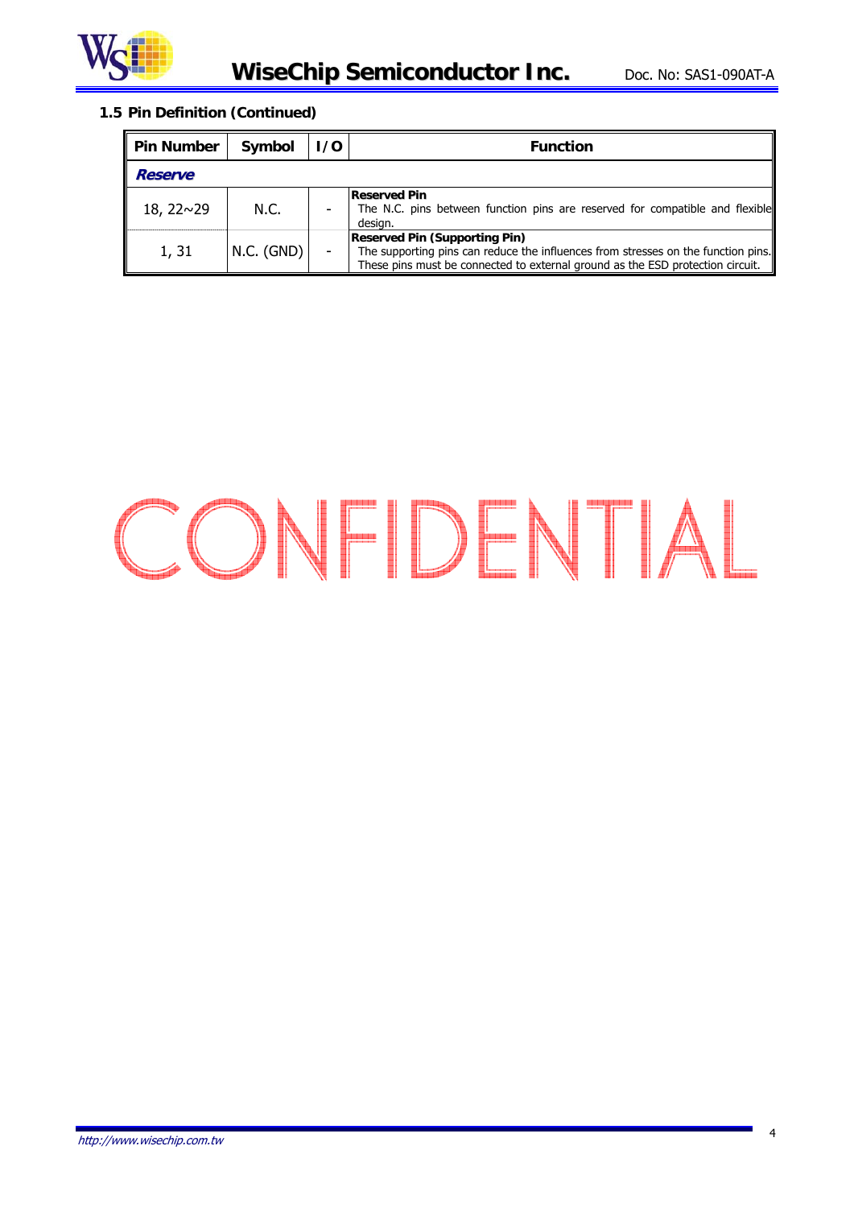### 1.5 Pin Definition (Continued)

| Pin Number | Symbol | I/O | Function |
|---|---|---|---|
| ***Reserve*** | | | |
| 18, 22~29 | N.C. | - | **Reserved Pin**<br>The N.C. pins between function pins are reserved for compatible and flexible design. |
| 1, 31 | N.C. (GND) | - | **Reserved Pin (Supporting Pin)**<br>The supporting pins can reduce the influences from stresses on the function pins. These pins must be connected to external ground as the ESD protection circuit. |

CONFIDENTIAL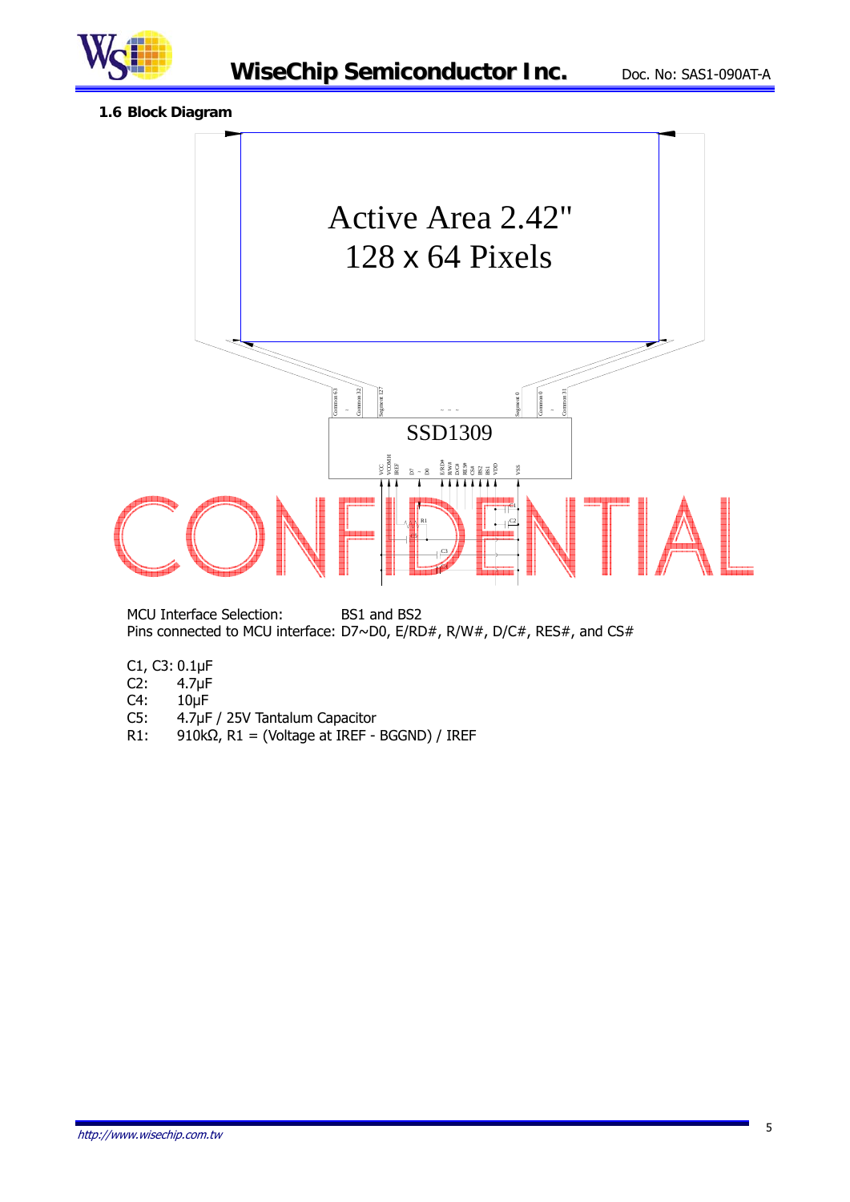### 1.6 Block Diagram

Active Area 2.42"
128 x 64 Pixels

SSD1309

MCU Interface Selection: BS1 and BS2
Pins connected to MCU interface: D7~D0, E/RD#, R/W#, D/C#, RES#, and CS#

C1, C3: 0.1μF
C2: 4.7μF
C4: 10μF
C5: 4.7μF / 25V Tantalum Capacitor
R1: 910kΩ, R1 = (Voltage at IREF - BGGND) / IREF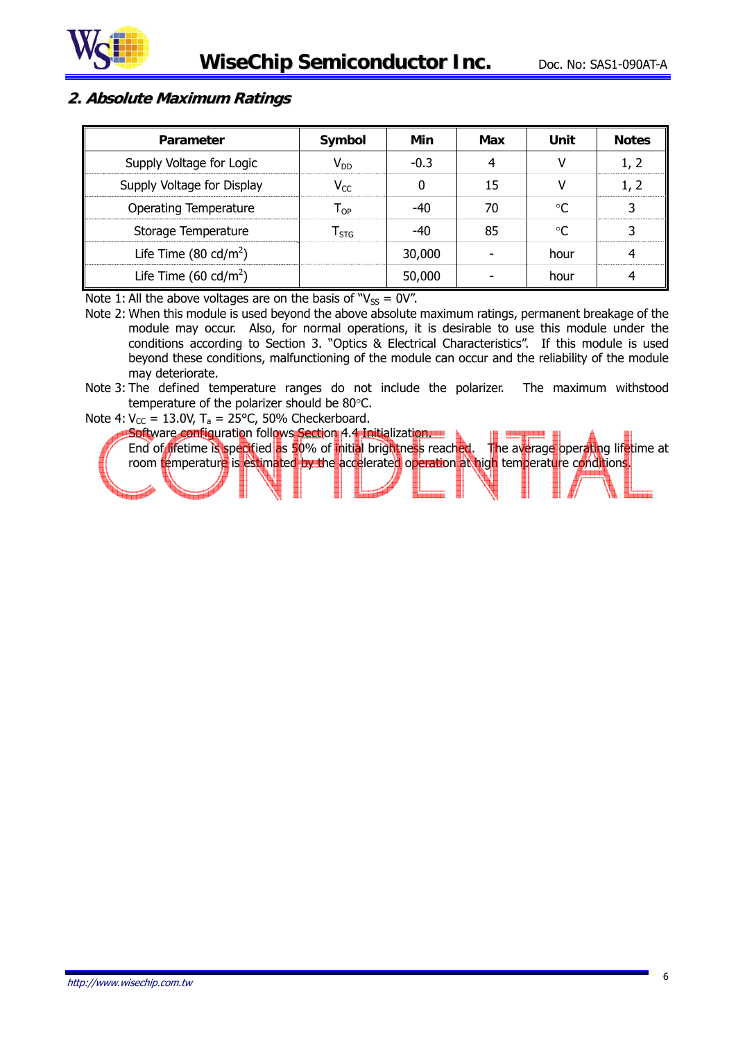## 2. Absolute Maximum Ratings

| Parameter | Symbol | Min | Max | Unit | Notes |
|---|---|---|---|---|---|
| Supply Voltage for Logic | $V_{DD}$ | -0.3 | 4 | V | 1, 2 |
| Supply Voltage for Display | $V_{CC}$ | 0 | 15 | V | 1, 2 |
| Operating Temperature | $T_{OP}$ | -40 | 70 | °C | 3 |
| Storage Temperature | $T_{STG}$ | -40 | 85 | °C | 3 |
| Life Time (80 cd/m$^2$) | | 30,000 | - | hour | 4 |
| Life Time (60 cd/m$^2$) | | 50,000 | - | hour | 4 |

Note 1: All the above voltages are on the basis of "$V_{SS}$ = 0V".

Note 2: When this module is used beyond the above absolute maximum ratings, permanent breakage of the module may occur. Also, for normal operations, it is desirable to use this module under the conditions according to Section 3. "Optics & Electrical Characteristics". If this module is used beyond these conditions, malfunctioning of the module can occur and the reliability of the module may deteriorate.

Note 3: The defined temperature ranges do not include the polarizer. The maximum withstood temperature of the polarizer should be 80°C.

Note 4: $V_{CC}$ = 13.0V, $T_a$ = 25°C, 50% Checkerboard.
Software configuration follows Section 4.4 Initialization.
End of lifetime is specified as 50% of initial brightness reached. The average operating lifetime at room temperature is estimated by the accelerated operation at high temperature conditions.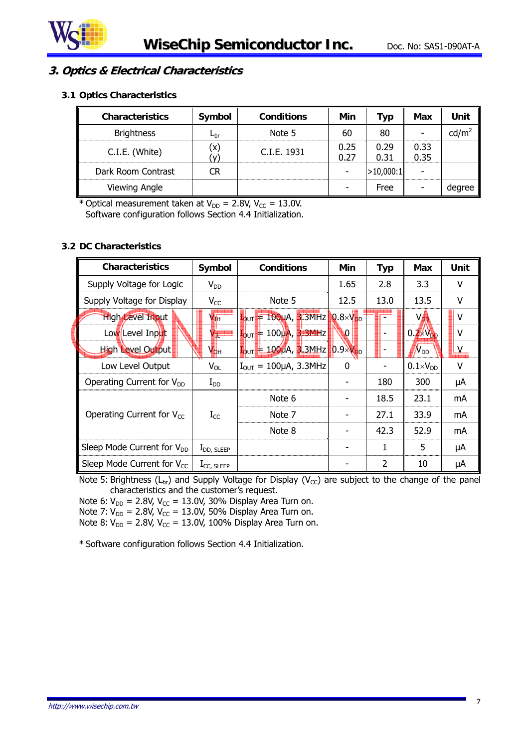## *3. Optics & Electrical Characteristics*

### 3.1 Optics Characteristics

| Characteristics | Symbol | Conditions | Min | Typ | Max | Unit |
|---|---|---|---|---|---|---|
| Brightness | $L_{br}$ | Note 5 | 60 | 80 | - | cd/m$^2$ |
| C.I.E. (White) | (x)<br>(y) | C.I.E. 1931 | 0.25<br>0.27 | 0.29<br>0.31 | 0.33<br>0.35 | |
| Dark Room Contrast | CR | | - | >10,000:1 | - | |
| Viewing Angle | | | - | Free | - | degree |

\* Optical measurement taken at $V_{DD}$ = 2.8V, $V_{CC}$ = 13.0V.
Software configuration follows Section 4.4 Initialization.

### 3.2 DC Characteristics

| Characteristics | Symbol | Conditions | Min | Typ | Max | Unit |
|---|---|---|---|---|---|---|
| Supply Voltage for Logic | $V_{DD}$ | | 1.65 | 2.8 | 3.3 | V |
| Supply Voltage for Display | $V_{CC}$ | Note 5 | 12.5 | 13.0 | 13.5 | V |
| High Level Input | $V_{IH}$ | $I_{OUT}$ = 100μA, 3.3MHz | 0.8×$V_{DD}$ | - | $V_{DD}$ | V |
| Low Level Input | $V_{IL}$ | $I_{OUT}$ = 100μA, 3.3MHz | 0 | - | 0.2×$V_{DD}$ | V |
| High Level Output | $V_{OH}$ | $I_{OUT}$ = 100μA, 3.3MHz | 0.9×$V_{DD}$ | - | $V_{DD}$ | V |
| Low Level Output | $V_{OL}$ | $I_{OUT}$ = 100μA, 3.3MHz | 0 | - | 0.1×$V_{DD}$ | V |
| Operating Current for $V_{DD}$ | $I_{DD}$ | | - | 180 | 300 | μA |
| Operating Current for $V_{CC}$ | $I_{CC}$ | Note 6 | - | 18.5 | 23.1 | mA |
| | | Note 7 | - | 27.1 | 33.9 | mA |
| | | Note 8 | - | 42.3 | 52.9 | mA |
| Sleep Mode Current for $V_{DD}$ | $I_{DD, SLEEP}$ | | - | 1 | 5 | μA |
| Sleep Mode Current for $V_{CC}$ | $I_{CC, SLEEP}$ | | - | 2 | 10 | μA |

Note 5: Brightness ($L_{br}$) and Supply Voltage for Display ($V_{CC}$) are subject to the change of the panel characteristics and the customer's request.
Note 6: $V_{DD}$ = 2.8V, $V_{CC}$ = 13.0V, 30% Display Area Turn on.
Note 7: $V_{DD}$ = 2.8V, $V_{CC}$ = 13.0V, 50% Display Area Turn on.
Note 8: $V_{DD}$ = 2.8V, $V_{CC}$ = 13.0V, 100% Display Area Turn on.

\* Software configuration follows Section 4.4 Initialization.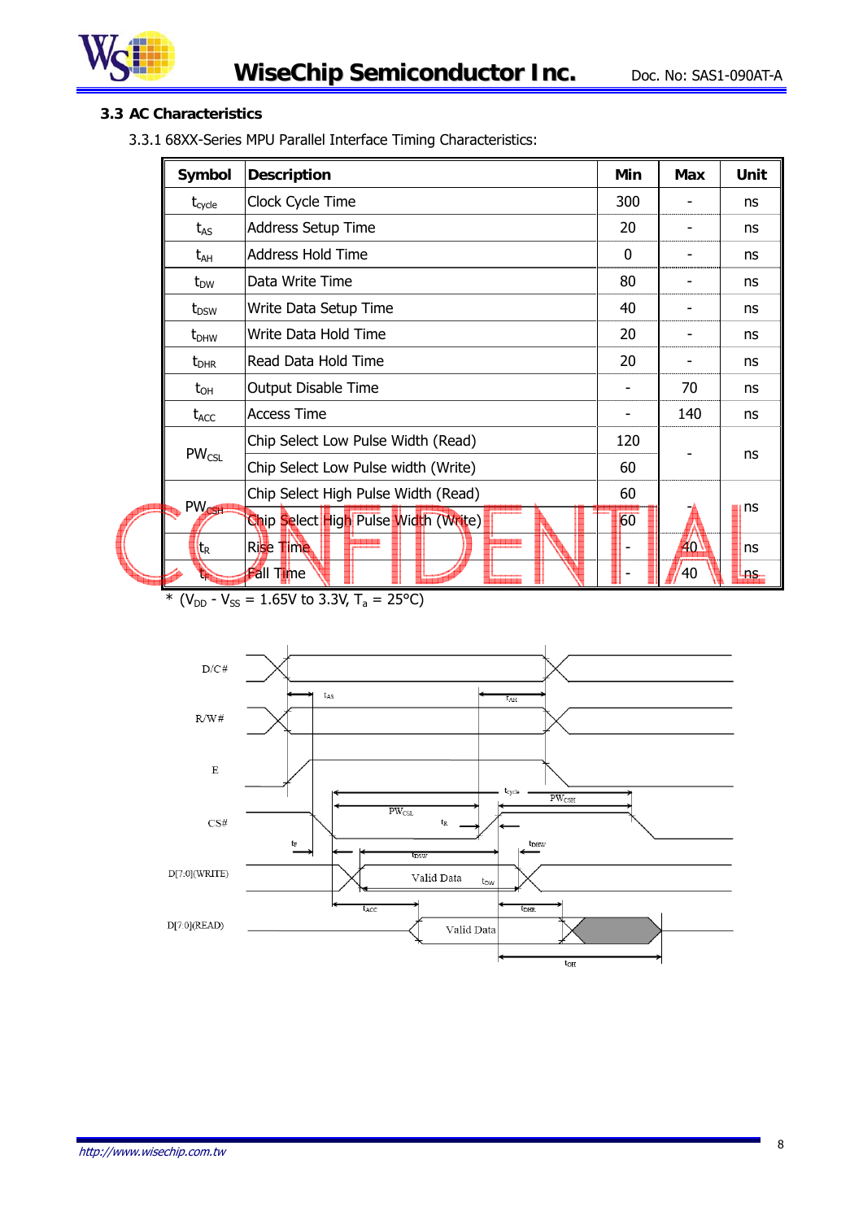### 3.3 AC Characteristics

3.3.1 68XX-Series MPU Parallel Interface Timing Characteristics:

| Symbol | Description | Min | Max | Unit |
|---|---|---|---|---|
| $t_{cycle}$ | Clock Cycle Time | 300 | - | ns |
| $t_{AS}$ | Address Setup Time | 20 | - | ns |
| $t_{AH}$ | Address Hold Time | 0 | - | ns |
| $t_{DW}$ | Data Write Time | 80 | - | ns |
| $t_{DSW}$ | Write Data Setup Time | 40 | - | ns |
| $t_{DHW}$ | Write Data Hold Time | 20 | - | ns |
| $t_{DHR}$ | Read Data Hold Time | 20 | - | ns |
| $t_{OH}$ | Output Disable Time | - | 70 | ns |
| $t_{ACC}$ | Access Time | - | 140 | ns |
| $PW_{CSL}$ | Chip Select Low Pulse Width (Read) | 120 | - | ns |
| | Chip Select Low Pulse width (Write) | 60 | | |
| $PW_{CSH}$ | Chip Select High Pulse Width (Read) | 60 | - | ns |
| | Chip Select High Pulse Width (Write) | 60 | | |
| $t_R$ | Rise Time | - | 40 | ns |
| $t_F$ | Fall Time | - | 40 | ns |

\* ($V_{DD}$ - $V_{SS}$ = 1.65V to 3.3V, $T_a$ = 25°C)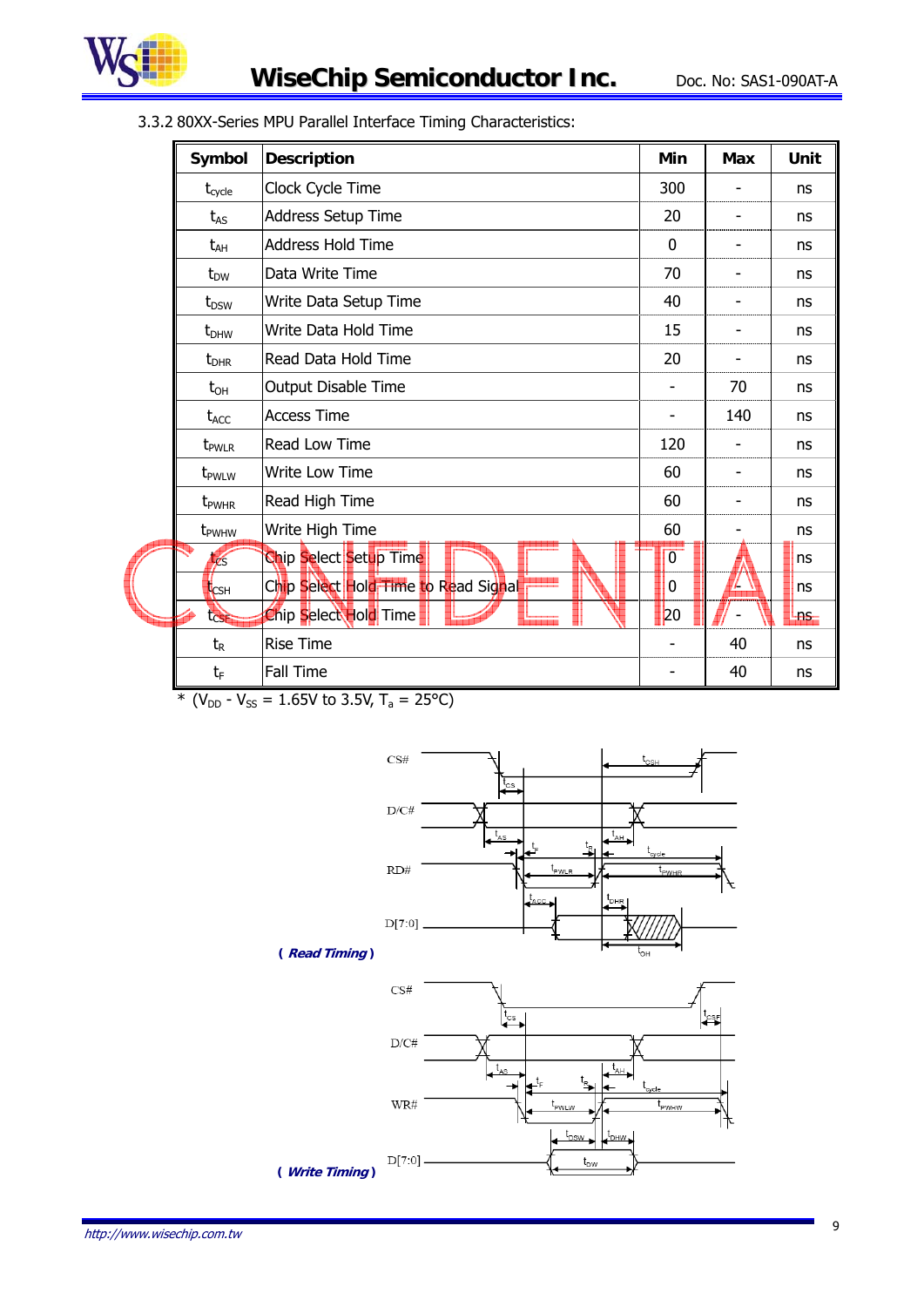3.3.2 80XX-Series MPU Parallel Interface Timing Characteristics:

| Symbol | Description | Min | Max | Unit |
|---|---|---|---|---|
| $t_{cycle}$ | Clock Cycle Time | 300 | - | ns |
| $t_{AS}$ | Address Setup Time | 20 | - | ns |
| $t_{AH}$ | Address Hold Time | 0 | - | ns |
| $t_{DW}$ | Data Write Time | 70 | - | ns |
| $t_{DSW}$ | Write Data Setup Time | 40 | - | ns |
| $t_{DHW}$ | Write Data Hold Time | 15 | - | ns |
| $t_{DHR}$ | Read Data Hold Time | 20 | - | ns |
| $t_{OH}$ | Output Disable Time | - | 70 | ns |
| $t_{ACC}$ | Access Time | - | 140 | ns |
| $t_{PWLR}$ | Read Low Time | 120 | - | ns |
| $t_{PWLW}$ | Write Low Time | 60 | - | ns |
| $t_{PWHR}$ | Read High Time | 60 | - | ns |
| $t_{PWHW}$ | Write High Time | 60 | - | ns |
| $t_{CS}$ | Chip Select Setup Time | 0 | - | ns |
| $t_{CSH}$ | Chip Select Hold Time to Read Signal | 0 | - | ns |
| $t_{CSF}$ | Chip Select Hold Time | 20 | - | ns |
| $t_R$ | Rise Time | - | 40 | ns |
| $t_F$ | Fall Time | - | 40 | ns |

* ($V_{DD}$ - $V_{SS}$ = 1.65V to 3.5V, $T_a$ = 25°C)

*( Read Timing )*

*( Write Timing )*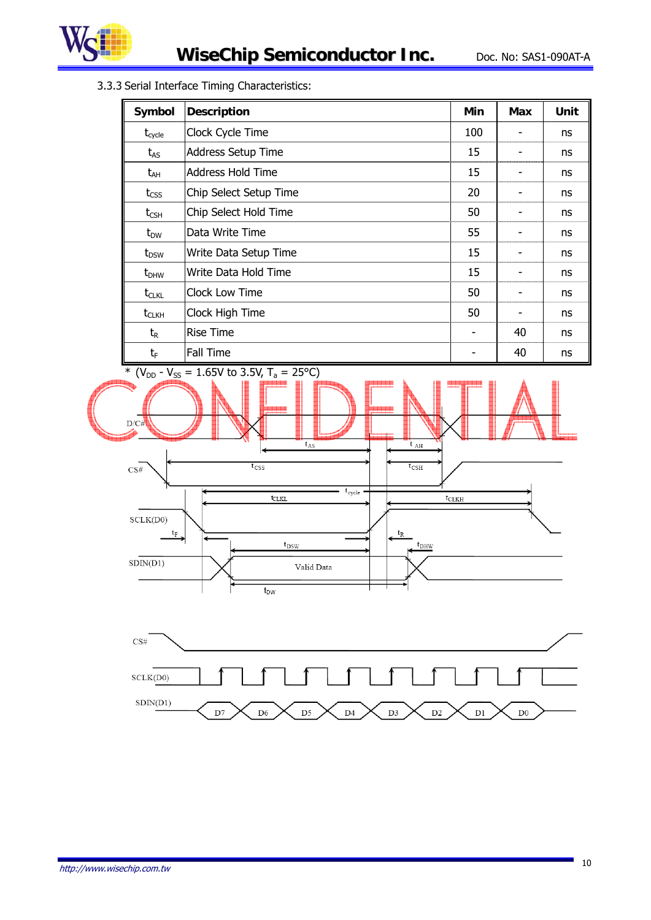3.3.3 Serial Interface Timing Characteristics:

| Symbol | Description | Min | Max | Unit |
|---|---|---|---|---|
| $t_{cycle}$ | Clock Cycle Time | 100 | - | ns |
| $t_{AS}$ | Address Setup Time | 15 | - | ns |
| $t_{AH}$ | Address Hold Time | 15 | - | ns |
| $t_{CSS}$ | Chip Select Setup Time | 20 | - | ns |
| $t_{CSH}$ | Chip Select Hold Time | 50 | - | ns |
| $t_{DW}$ | Data Write Time | 55 | - | ns |
| $t_{DSW}$ | Write Data Setup Time | 15 | - | ns |
| $t_{DHW}$ | Write Data Hold Time | 15 | - | ns |
| $t_{CLKL}$ | Clock Low Time | 50 | - | ns |
| $t_{CLKH}$ | Clock High Time | 50 | - | ns |
| $t_R$ | Rise Time | - | 40 | ns |
| $t_F$ | Fall Time | - | 40 | ns |

* ($V_{DD}$ - $V_{SS}$ = 1.65V to 3.5V, $T_a$ = 25°C)

CONFIDENTIAL

D/C#

CS#

SCLK(D0)

SDIN(D1)

$t_{AS}$ $t_{AH}$ $t_{CSS}$ $t_{CSH}$ $t_{cycle}$ $t_{CLKL}$ $t_{CLKH}$ $t_F$ $t_R$ $t_{DSW}$ $t_{DHW}$ Valid Data $t_{DW}$

CS#

SCLK(D0)

SDIN(D1) D7 D6 D5 D4 D3 D2 D1 D0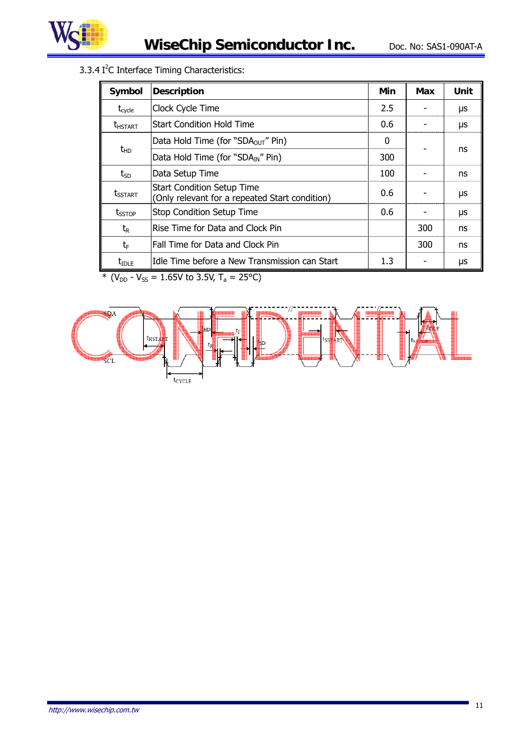3.3.4 I²C Interface Timing Characteristics:

| Symbol | Description | Min | Max | Unit |
|---|---|---|---|---|
| $t_{cycle}$ | Clock Cycle Time | 2.5 | - | μs |
| $t_{HSTART}$ | Start Condition Hold Time | 0.6 | - | μs |
| $t_{HD}$ | Data Hold Time (for "$SDA_{OUT}$" Pin) | 0 | - | ns |
| | Data Hold Time (for "$SDA_{IN}$" Pin) | 300 | | |
| $t_{SD}$ | Data Setup Time | 100 | - | ns |
| $t_{SSTART}$ | Start Condition Setup Time (Only relevant for a repeated Start condition) | 0.6 | - | μs |
| $t_{SSTOP}$ | Stop Condition Setup Time | 0.6 | - | μs |
| $t_R$ | Rise Time for Data and Clock Pin | | 300 | ns |
| $t_F$ | Fall Time for Data and Clock Pin | | 300 | ns |
| $t_{IDLE}$ | Idle Time before a New Transmission can Start | 1.3 | - | μs |

* ($V_{DD}$ - $V_{SS}$ = 1.65V to 3.5V, $T_a$ = 25°C)